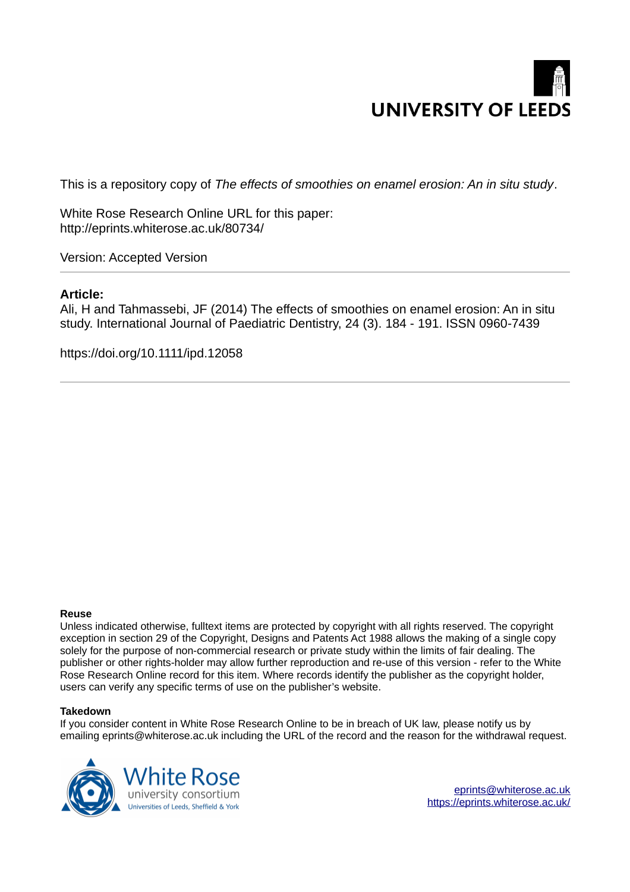UNIVERSITY OF LEEDS

This is a repository copy of *The effects of smoothies on enamel erosion: An in situ study*.

White Rose Research Online URL for this paper:
http://eprints.whiterose.ac.uk/80734/

Version: Accepted Version

---

**Article:**

Ali, H and Tahmassebi, JF (2014) The effects of smoothies on enamel erosion: An in situ study. International Journal of Paediatric Dentistry, 24 (3). 184 - 191. ISSN 0960-7439

https://doi.org/10.1111/ipd.12058

---

**Reuse**

Unless indicated otherwise, fulltext items are protected by copyright with all rights reserved. The copyright exception in section 29 of the Copyright, Designs and Patents Act 1988 allows the making of a single copy solely for the purpose of non-commercial research or private study within the limits of fair dealing. The publisher or other rights-holder may allow further reproduction and re-use of this version - refer to the White Rose Research Online record for this item. Where records identify the publisher as the copyright holder, users can verify any specific terms of use on the publisher's website.

**Takedown**

If you consider content in White Rose Research Online to be in breach of UK law, please notify us by emailing eprints@whiterose.ac.uk including the URL of the record and the reason for the withdrawal request.

White Rose
university consortium
Universities of Leeds, Sheffield & York

eprints@whiterose.ac.uk
https://eprints.whiterose.ac.uk/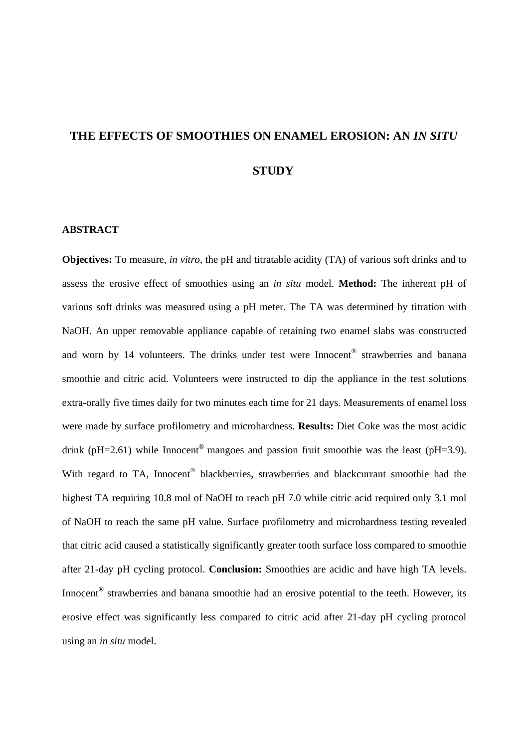# THE EFFECTS OF SMOOTHIES ON ENAMEL EROSION: AN *IN SITU* STUDY

## ABSTRACT

**Objectives:** To measure, *in vitro*, the pH and titratable acidity (TA) of various soft drinks and to assess the erosive effect of smoothies using an *in situ* model. **Method:** The inherent pH of various soft drinks was measured using a pH meter. The TA was determined by titration with NaOH. An upper removable appliance capable of retaining two enamel slabs was constructed and worn by 14 volunteers. The drinks under test were Innocent® strawberries and banana smoothie and citric acid. Volunteers were instructed to dip the appliance in the test solutions extra-orally five times daily for two minutes each time for 21 days. Measurements of enamel loss were made by surface profilometry and microhardness. **Results:** Diet Coke was the most acidic drink (pH=2.61) while Innocent® mangoes and passion fruit smoothie was the least (pH=3.9). With regard to TA, Innocent® blackberries, strawberries and blackcurrant smoothie had the highest TA requiring 10.8 mol of NaOH to reach pH 7.0 while citric acid required only 3.1 mol of NaOH to reach the same pH value. Surface profilometry and microhardness testing revealed that citric acid caused a statistically significantly greater tooth surface loss compared to smoothie after 21-day pH cycling protocol. **Conclusion:** Smoothies are acidic and have high TA levels. Innocent® strawberries and banana smoothie had an erosive potential to the teeth. However, its erosive effect was significantly less compared to citric acid after 21-day pH cycling protocol using an *in situ* model.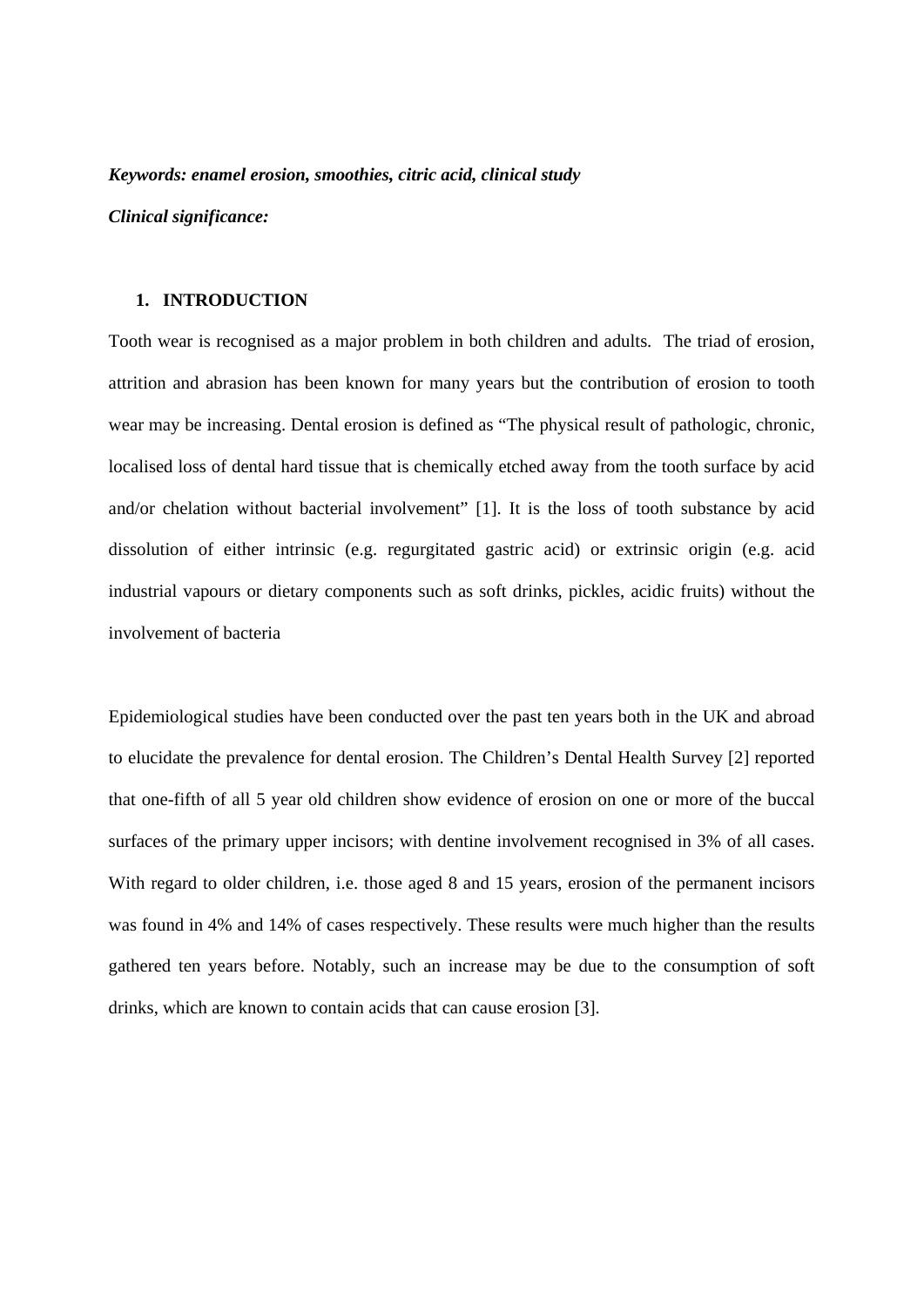***Keywords: enamel erosion, smoothies, citric acid, clinical study***

***Clinical significance:***

## 1. INTRODUCTION

Tooth wear is recognised as a major problem in both children and adults. The triad of erosion, attrition and abrasion has been known for many years but the contribution of erosion to tooth wear may be increasing. Dental erosion is defined as "The physical result of pathologic, chronic, localised loss of dental hard tissue that is chemically etched away from the tooth surface by acid and/or chelation without bacterial involvement" [1]. It is the loss of tooth substance by acid dissolution of either intrinsic (e.g. regurgitated gastric acid) or extrinsic origin (e.g. acid industrial vapours or dietary components such as soft drinks, pickles, acidic fruits) without the involvement of bacteria

Epidemiological studies have been conducted over the past ten years both in the UK and abroad to elucidate the prevalence for dental erosion. The Children's Dental Health Survey [2] reported that one-fifth of all 5 year old children show evidence of erosion on one or more of the buccal surfaces of the primary upper incisors; with dentine involvement recognised in 3% of all cases. With regard to older children, i.e. those aged 8 and 15 years, erosion of the permanent incisors was found in 4% and 14% of cases respectively. These results were much higher than the results gathered ten years before. Notably, such an increase may be due to the consumption of soft drinks, which are known to contain acids that can cause erosion [3].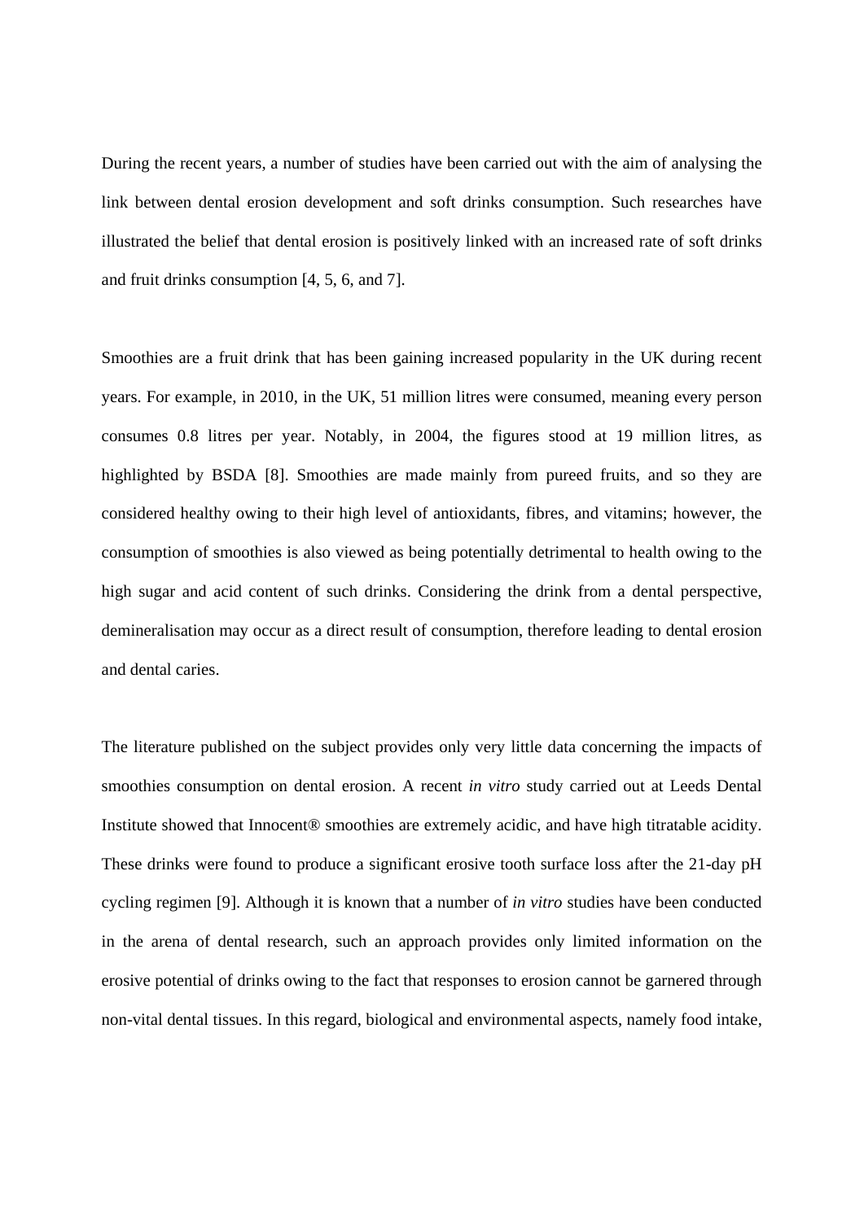During the recent years, a number of studies have been carried out with the aim of analysing the link between dental erosion development and soft drinks consumption. Such researches have illustrated the belief that dental erosion is positively linked with an increased rate of soft drinks and fruit drinks consumption [4, 5, 6, and 7].

Smoothies are a fruit drink that has been gaining increased popularity in the UK during recent years. For example, in 2010, in the UK, 51 million litres were consumed, meaning every person consumes 0.8 litres per year. Notably, in 2004, the figures stood at 19 million litres, as highlighted by BSDA [8]. Smoothies are made mainly from pureed fruits, and so they are considered healthy owing to their high level of antioxidants, fibres, and vitamins; however, the consumption of smoothies is also viewed as being potentially detrimental to health owing to the high sugar and acid content of such drinks. Considering the drink from a dental perspective, demineralisation may occur as a direct result of consumption, therefore leading to dental erosion and dental caries.

The literature published on the subject provides only very little data concerning the impacts of smoothies consumption on dental erosion. A recent *in vitro* study carried out at Leeds Dental Institute showed that Innocent® smoothies are extremely acidic, and have high titratable acidity. These drinks were found to produce a significant erosive tooth surface loss after the 21-day pH cycling regimen [9]. Although it is known that a number of *in vitro* studies have been conducted in the arena of dental research, such an approach provides only limited information on the erosive potential of drinks owing to the fact that responses to erosion cannot be garnered through non-vital dental tissues. In this regard, biological and environmental aspects, namely food intake,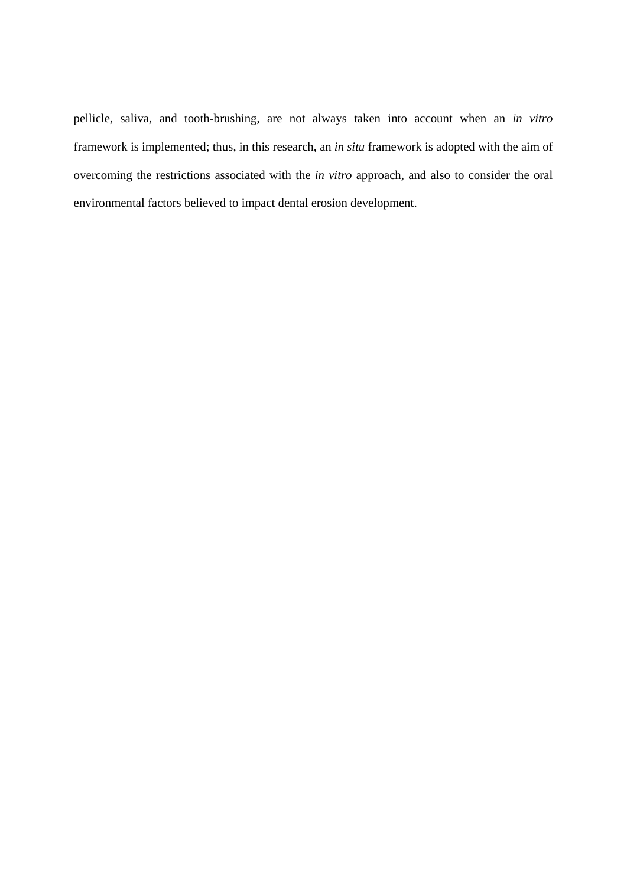pellicle, saliva, and tooth-brushing, are not always taken into account when an *in vitro* framework is implemented; thus, in this research, an *in situ* framework is adopted with the aim of overcoming the restrictions associated with the *in vitro* approach, and also to consider the oral environmental factors believed to impact dental erosion development.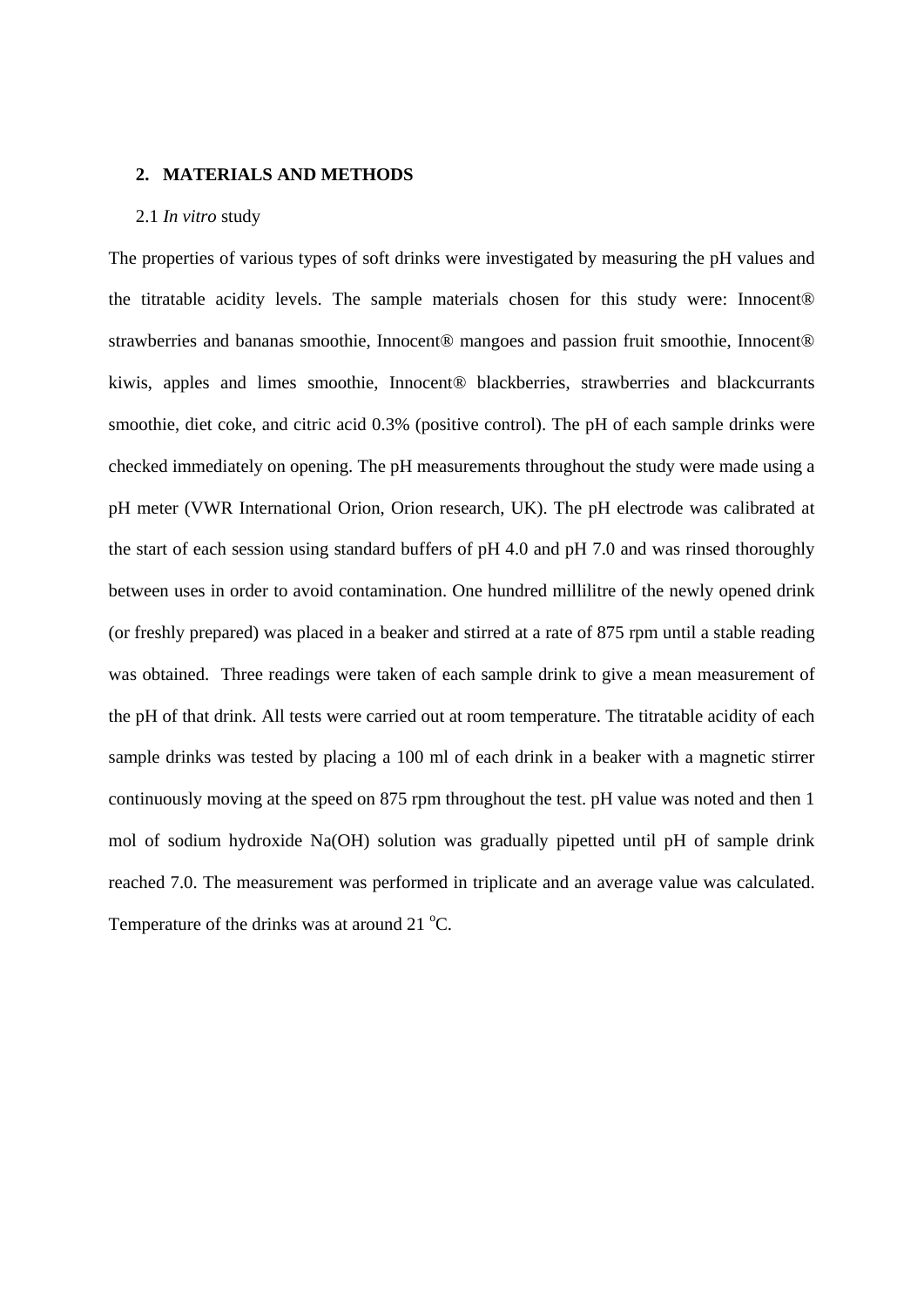## 2. MATERIALS AND METHODS

### 2.1 *In vitro* study

The properties of various types of soft drinks were investigated by measuring the pH values and the titratable acidity levels. The sample materials chosen for this study were: Innocent® strawberries and bananas smoothie, Innocent® mangoes and passion fruit smoothie, Innocent® kiwis, apples and limes smoothie, Innocent® blackberries, strawberries and blackcurrants smoothie, diet coke, and citric acid 0.3% (positive control). The pH of each sample drinks were checked immediately on opening. The pH measurements throughout the study were made using a pH meter (VWR International Orion, Orion research, UK). The pH electrode was calibrated at the start of each session using standard buffers of pH 4.0 and pH 7.0 and was rinsed thoroughly between uses in order to avoid contamination. One hundred millilitre of the newly opened drink (or freshly prepared) was placed in a beaker and stirred at a rate of 875 rpm until a stable reading was obtained. Three readings were taken of each sample drink to give a mean measurement of the pH of that drink. All tests were carried out at room temperature. The titratable acidity of each sample drinks was tested by placing a 100 ml of each drink in a beaker with a magnetic stirrer continuously moving at the speed on 875 rpm throughout the test. pH value was noted and then 1 mol of sodium hydroxide Na(OH) solution was gradually pipetted until pH of sample drink reached 7.0. The measurement was performed in triplicate and an average value was calculated. Temperature of the drinks was at around 21 $^{o}$C.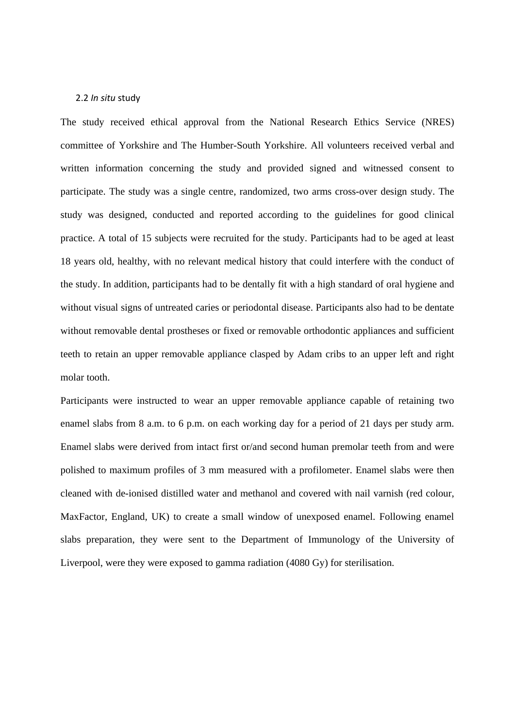## 2.2 *In situ* study

The study received ethical approval from the National Research Ethics Service (NRES) committee of Yorkshire and The Humber-South Yorkshire. All volunteers received verbal and written information concerning the study and provided signed and witnessed consent to participate. The study was a single centre, randomized, two arms cross-over design study. The study was designed, conducted and reported according to the guidelines for good clinical practice. A total of 15 subjects were recruited for the study. Participants had to be aged at least 18 years old, healthy, with no relevant medical history that could interfere with the conduct of the study. In addition, participants had to be dentally fit with a high standard of oral hygiene and without visual signs of untreated caries or periodontal disease. Participants also had to be dentate without removable dental prostheses or fixed or removable orthodontic appliances and sufficient teeth to retain an upper removable appliance clasped by Adam cribs to an upper left and right molar tooth.

Participants were instructed to wear an upper removable appliance capable of retaining two enamel slabs from 8 a.m. to 6 p.m. on each working day for a period of 21 days per study arm. Enamel slabs were derived from intact first or/and second human premolar teeth from and were polished to maximum profiles of 3 mm measured with a profilometer. Enamel slabs were then cleaned with de-ionised distilled water and methanol and covered with nail varnish (red colour, MaxFactor, England, UK) to create a small window of unexposed enamel. Following enamel slabs preparation, they were sent to the Department of Immunology of the University of Liverpool, were they were exposed to gamma radiation (4080 Gy) for sterilisation.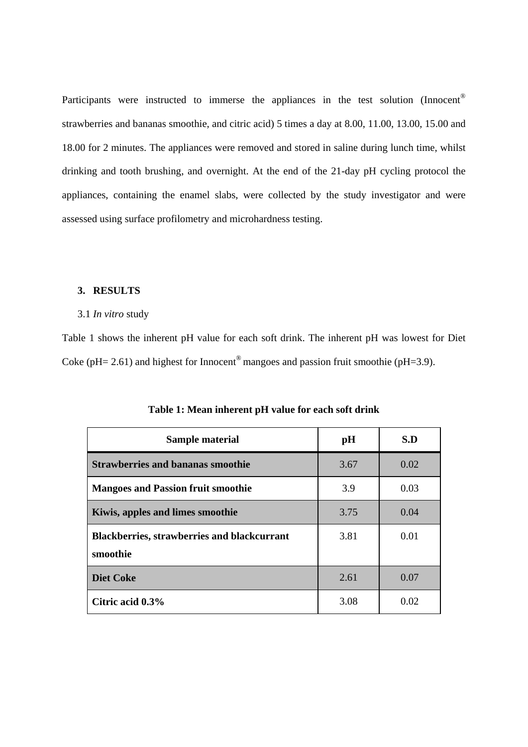Participants were instructed to immerse the appliances in the test solution (Innocent® strawberries and bananas smoothie, and citric acid) 5 times a day at 8.00, 11.00, 13.00, 15.00 and 18.00 for 2 minutes. The appliances were removed and stored in saline during lunch time, whilst drinking and tooth brushing, and overnight. At the end of the 21-day pH cycling protocol the appliances, containing the enamel slabs, were collected by the study investigator and were assessed using surface profilometry and microhardness testing.

## 3. RESULTS

### 3.1 *In vitro* study

Table 1 shows the inherent pH value for each soft drink. The inherent pH was lowest for Diet Coke (pH= 2.61) and highest for Innocent® mangoes and passion fruit smoothie (pH=3.9).

**Table 1: Mean inherent pH value for each soft drink**

| Sample material | pH | S.D |
|---|---|---|
| **Strawberries and bananas smoothie** | 3.67 | 0.02 |
| **Mangoes and Passion fruit smoothie** | 3.9 | 0.03 |
| **Kiwis, apples and limes smoothie** | 3.75 | 0.04 |
| **Blackberries, strawberries and blackcurrant smoothie** | 3.81 | 0.01 |
| **Diet Coke** | 2.61 | 0.07 |
| **Citric acid 0.3%** | 3.08 | 0.02 |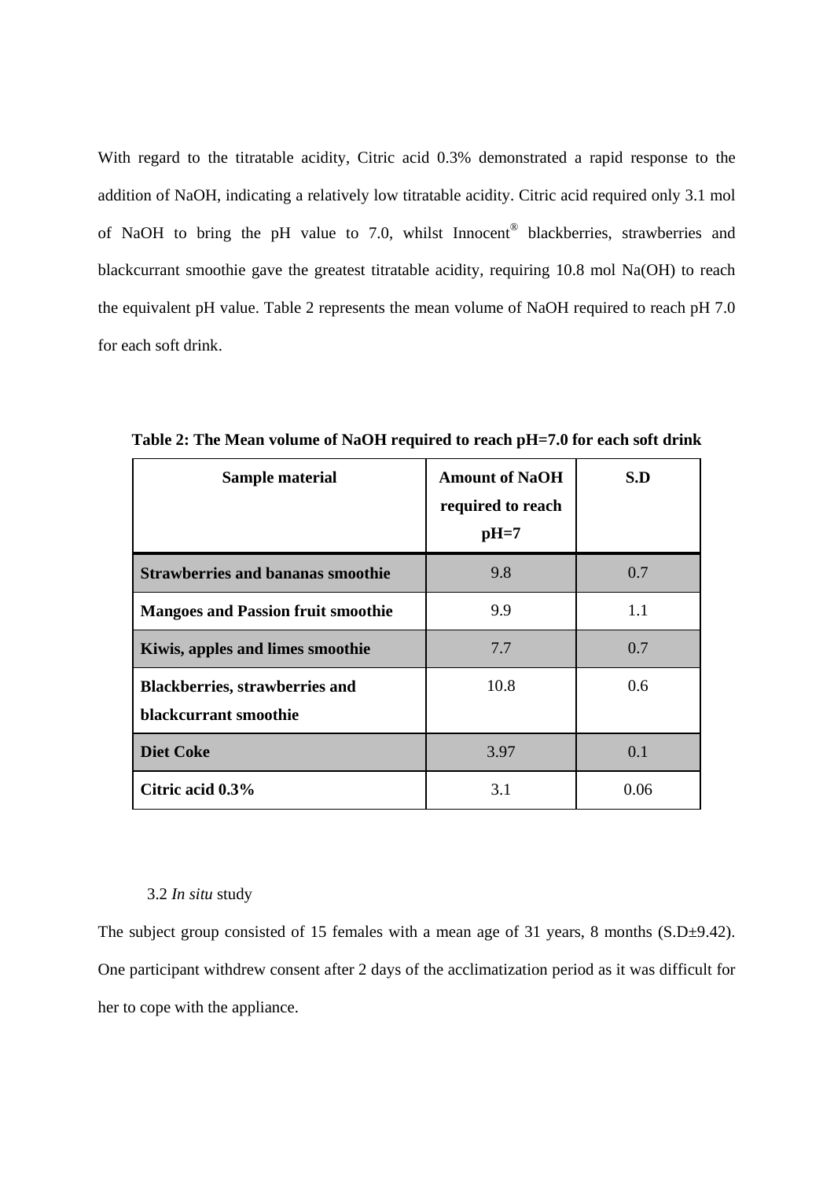With regard to the titratable acidity, Citric acid 0.3% demonstrated a rapid response to the addition of NaOH, indicating a relatively low titratable acidity. Citric acid required only 3.1 mol of NaOH to bring the pH value to 7.0, whilst Innocent® blackberries, strawberries and blackcurrant smoothie gave the greatest titratable acidity, requiring 10.8 mol Na(OH) to reach the equivalent pH value. Table 2 represents the mean volume of NaOH required to reach pH 7.0 for each soft drink.

**Table 2: The Mean volume of NaOH required to reach pH=7.0 for each soft drink**

| Sample material | Amount of NaOH required to reach pH=7 | S.D |
|---|---|---|
| **Strawberries and bananas smoothie** | 9.8 | 0.7 |
| **Mangoes and Passion fruit smoothie** | 9.9 | 1.1 |
| **Kiwis, apples and limes smoothie** | 7.7 | 0.7 |
| **Blackberries, strawberries and blackcurrant smoothie** | 10.8 | 0.6 |
| **Diet Coke** | 3.97 | 0.1 |
| **Citric acid 0.3%** | 3.1 | 0.06 |

### 3.2 *In situ* study

The subject group consisted of 15 females with a mean age of 31 years, 8 months (S.D±9.42). One participant withdrew consent after 2 days of the acclimatization period as it was difficult for her to cope with the appliance.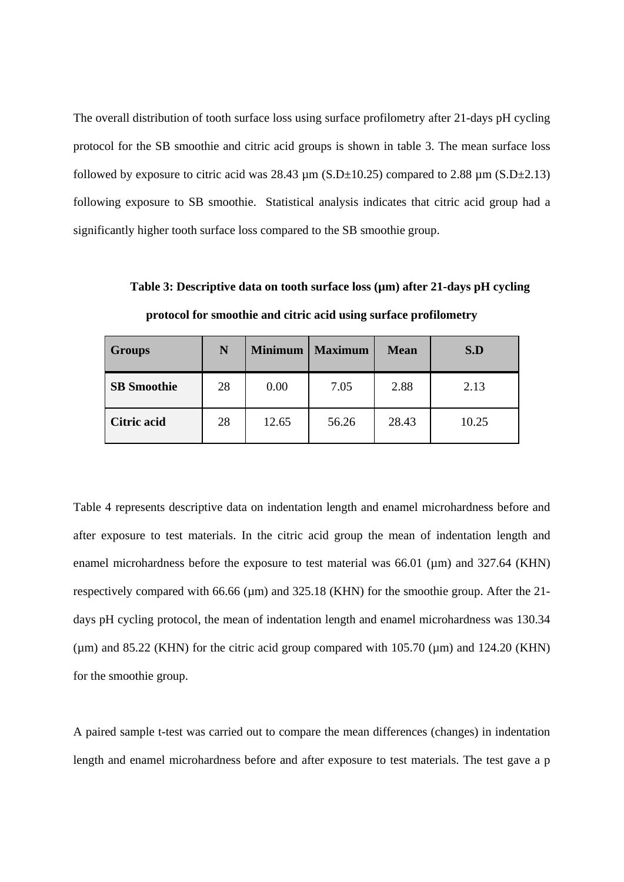The overall distribution of tooth surface loss using surface profilometry after 21-days pH cycling protocol for the SB smoothie and citric acid groups is shown in table 3. The mean surface loss followed by exposure to citric acid was 28.43 µm (S.D±10.25) compared to 2.88 µm (S.D±2.13) following exposure to SB smoothie. Statistical analysis indicates that citric acid group had a significantly higher tooth surface loss compared to the SB smoothie group.

**Table 3: Descriptive data on tooth surface loss (µm) after 21-days pH cycling protocol for smoothie and citric acid using surface profilometry**

| Groups | N | Minimum | Maximum | Mean | S.D |
|---|---|---|---|---|---|
| **SB Smoothie** | 28 | 0.00 | 7.05 | 2.88 | 2.13 |
| **Citric acid** | 28 | 12.65 | 56.26 | 28.43 | 10.25 |

Table 4 represents descriptive data on indentation length and enamel microhardness before and after exposure to test materials. In the citric acid group the mean of indentation length and enamel microhardness before the exposure to test material was 66.01 (µm) and 327.64 (KHN) respectively compared with 66.66 (µm) and 325.18 (KHN) for the smoothie group. After the 21-days pH cycling protocol, the mean of indentation length and enamel microhardness was 130.34 (µm) and 85.22 (KHN) for the citric acid group compared with 105.70 (µm) and 124.20 (KHN) for the smoothie group.

A paired sample t-test was carried out to compare the mean differences (changes) in indentation length and enamel microhardness before and after exposure to test materials. The test gave a p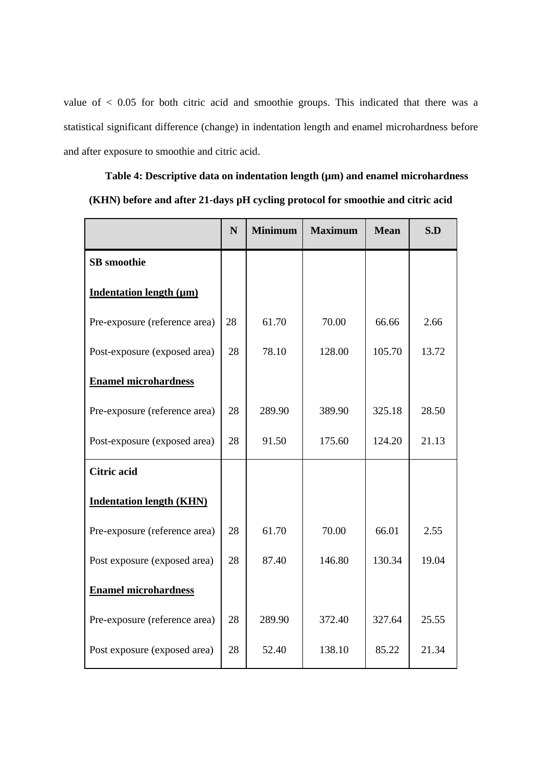value of < 0.05 for both citric acid and smoothie groups. This indicated that there was a statistical significant difference (change) in indentation length and enamel microhardness before and after exposure to smoothie and citric acid.

**Table 4: Descriptive data on indentation length (μm) and enamel microhardness (KHN) before and after 21-days pH cycling protocol for smoothie and citric acid**

| | N | Minimum | Maximum | Mean | S.D |
|---|---|---|---|---|---|
| **SB smoothie** | | | | | |
| **Indentation length (μm)** | | | | | |
| Pre-exposure (reference area) | 28 | 61.70 | 70.00 | 66.66 | 2.66 |
| Post-exposure (exposed area) | 28 | 78.10 | 128.00 | 105.70 | 13.72 |
| **Enamel microhardness** | | | | | |
| Pre-exposure (reference area) | 28 | 289.90 | 389.90 | 325.18 | 28.50 |
| Post-exposure (exposed area) | 28 | 91.50 | 175.60 | 124.20 | 21.13 |
| **Citric acid** | | | | | |
| **Indentation length (KHN)** | | | | | |
| Pre-exposure (reference area) | 28 | 61.70 | 70.00 | 66.01 | 2.55 |
| Post exposure (exposed area) | 28 | 87.40 | 146.80 | 130.34 | 19.04 |
| **Enamel microhardness** | | | | | |
| Pre-exposure (reference area) | 28 | 289.90 | 372.40 | 327.64 | 25.55 |
| Post exposure (exposed area) | 28 | 52.40 | 138.10 | 85.22 | 21.34 |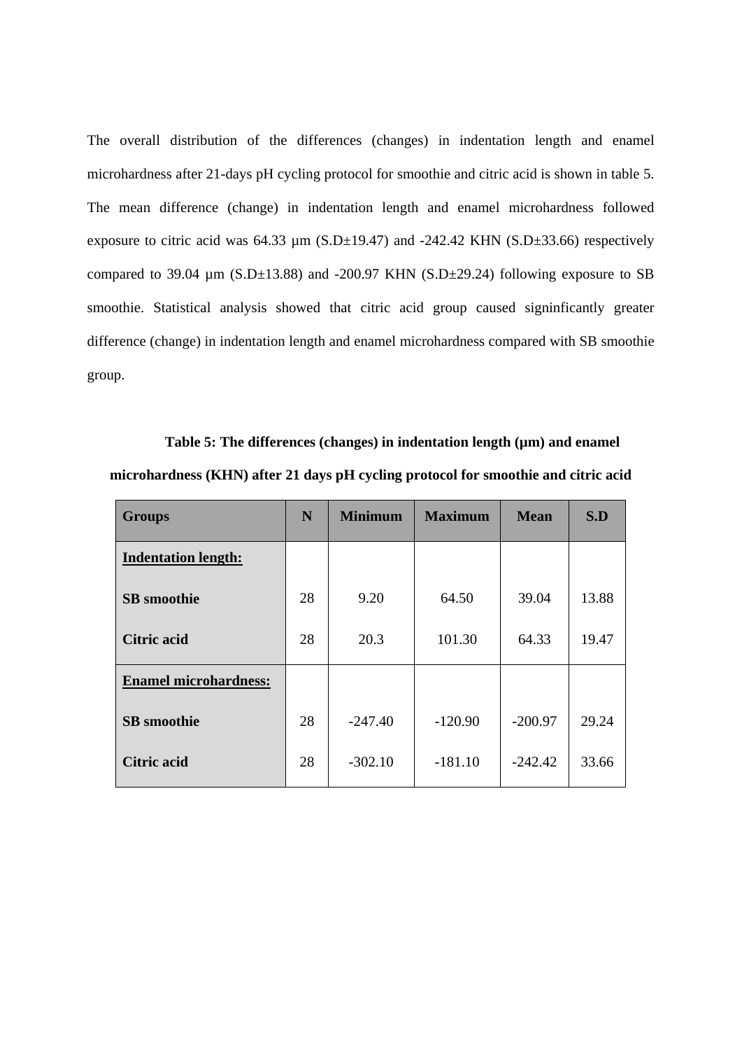The overall distribution of the differences (changes) in indentation length and enamel microhardness after 21-days pH cycling protocol for smoothie and citric acid is shown in table 5. The mean difference (change) in indentation length and enamel microhardness followed exposure to citric acid was 64.33 µm (S.D±19.47) and -242.42 KHN (S.D±33.66) respectively compared to 39.04 µm (S.D±13.88) and -200.97 KHN (S.D±29.24) following exposure to SB smoothie. Statistical analysis showed that citric acid group caused signinficantly greater difference (change) in indentation length and enamel microhardness compared with SB smoothie group.

**Table 5: The differences (changes) in indentation length (µm) and enamel microhardness (KHN) after 21 days pH cycling protocol for smoothie and citric acid**

| Groups | N | Minimum | Maximum | Mean | S.D |
|---|---|---|---|---|---|
| **Indentation length:** | | | | | |
| **SB smoothie** | 28 | 9.20 | 64.50 | 39.04 | 13.88 |
| **Citric acid** | 28 | 20.3 | 101.30 | 64.33 | 19.47 |
| **Enamel microhardness:** | | | | | |
| **SB smoothie** | 28 | -247.40 | -120.90 | -200.97 | 29.24 |
| **Citric acid** | 28 | -302.10 | -181.10 | -242.42 | 33.66 |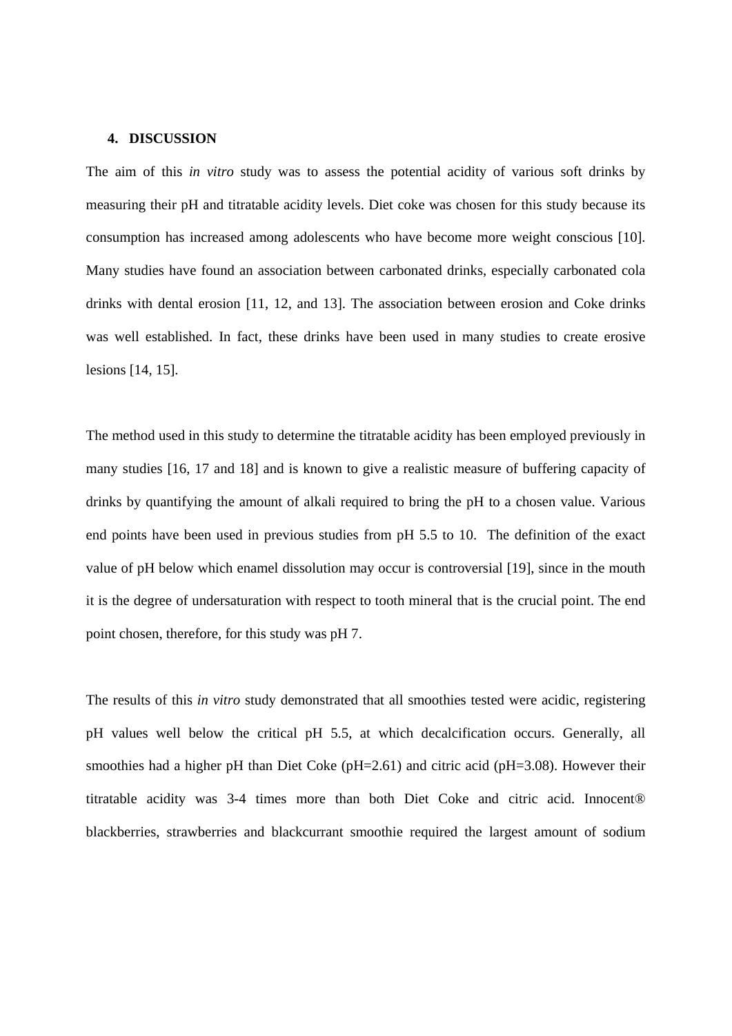## 4. DISCUSSION

The aim of this *in vitro* study was to assess the potential acidity of various soft drinks by measuring their pH and titratable acidity levels. Diet coke was chosen for this study because its consumption has increased among adolescents who have become more weight conscious [10]. Many studies have found an association between carbonated drinks, especially carbonated cola drinks with dental erosion [11, 12, and 13]. The association between erosion and Coke drinks was well established. In fact, these drinks have been used in many studies to create erosive lesions [14, 15].

The method used in this study to determine the titratable acidity has been employed previously in many studies [16, 17 and 18] and is known to give a realistic measure of buffering capacity of drinks by quantifying the amount of alkali required to bring the pH to a chosen value. Various end points have been used in previous studies from pH 5.5 to 10. The definition of the exact value of pH below which enamel dissolution may occur is controversial [19], since in the mouth it is the degree of undersaturation with respect to tooth mineral that is the crucial point. The end point chosen, therefore, for this study was pH 7.

The results of this *in vitro* study demonstrated that all smoothies tested were acidic, registering pH values well below the critical pH 5.5, at which decalcification occurs. Generally, all smoothies had a higher pH than Diet Coke (pH=2.61) and citric acid (pH=3.08). However their titratable acidity was 3-4 times more than both Diet Coke and citric acid. Innocent® blackberries, strawberries and blackcurrant smoothie required the largest amount of sodium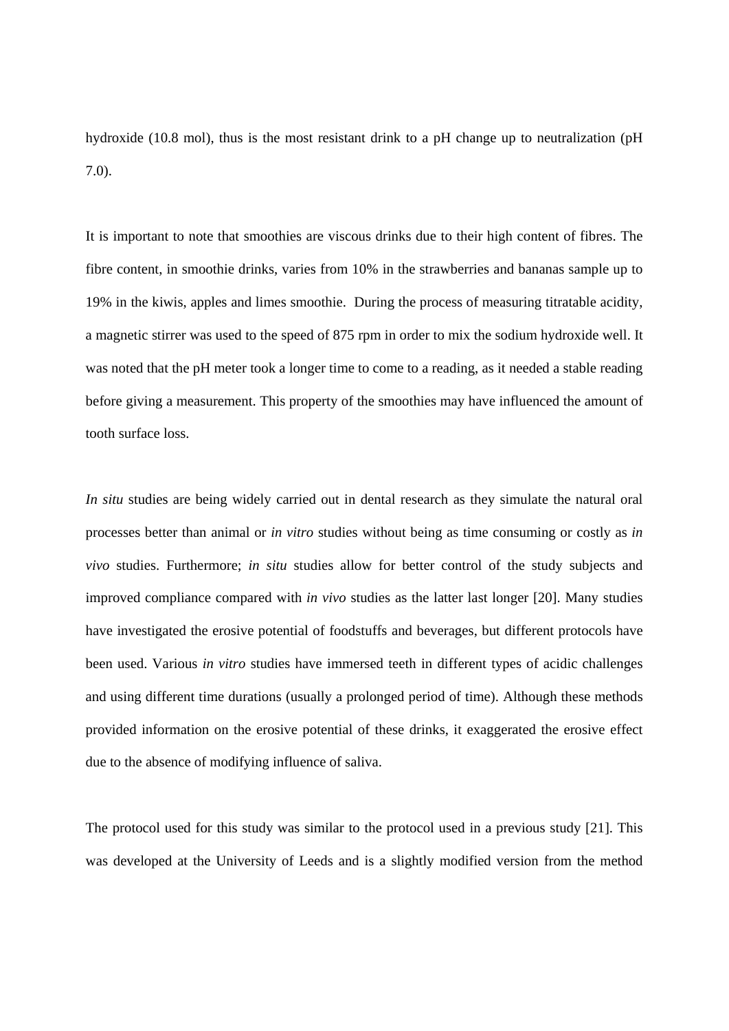hydroxide (10.8 mol), thus is the most resistant drink to a pH change up to neutralization (pH 7.0).

It is important to note that smoothies are viscous drinks due to their high content of fibres. The fibre content, in smoothie drinks, varies from 10% in the strawberries and bananas sample up to 19% in the kiwis, apples and limes smoothie. During the process of measuring titratable acidity, a magnetic stirrer was used to the speed of 875 rpm in order to mix the sodium hydroxide well. It was noted that the pH meter took a longer time to come to a reading, as it needed a stable reading before giving a measurement. This property of the smoothies may have influenced the amount of tooth surface loss.

*In situ* studies are being widely carried out in dental research as they simulate the natural oral processes better than animal or *in vitro* studies without being as time consuming or costly as *in vivo* studies. Furthermore; *in situ* studies allow for better control of the study subjects and improved compliance compared with *in vivo* studies as the latter last longer [20]. Many studies have investigated the erosive potential of foodstuffs and beverages, but different protocols have been used. Various *in vitro* studies have immersed teeth in different types of acidic challenges and using different time durations (usually a prolonged period of time). Although these methods provided information on the erosive potential of these drinks, it exaggerated the erosive effect due to the absence of modifying influence of saliva.

The protocol used for this study was similar to the protocol used in a previous study [21]. This was developed at the University of Leeds and is a slightly modified version from the method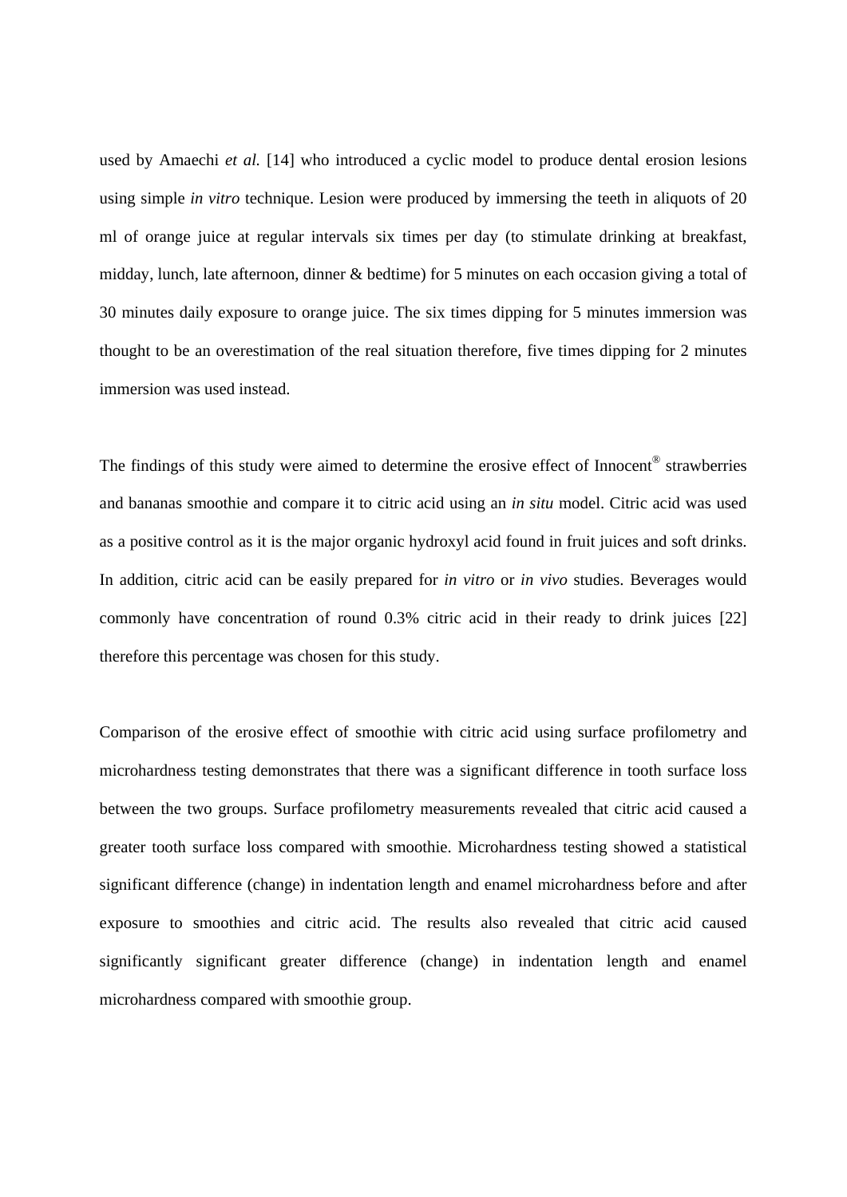used by Amaechi *et al.* [14] who introduced a cyclic model to produce dental erosion lesions using simple *in vitro* technique. Lesion were produced by immersing the teeth in aliquots of 20 ml of orange juice at regular intervals six times per day (to stimulate drinking at breakfast, midday, lunch, late afternoon, dinner & bedtime) for 5 minutes on each occasion giving a total of 30 minutes daily exposure to orange juice. The six times dipping for 5 minutes immersion was thought to be an overestimation of the real situation therefore, five times dipping for 2 minutes immersion was used instead.

The findings of this study were aimed to determine the erosive effect of Innocent® strawberries and bananas smoothie and compare it to citric acid using an *in situ* model. Citric acid was used as a positive control as it is the major organic hydroxyl acid found in fruit juices and soft drinks. In addition, citric acid can be easily prepared for *in vitro* or *in vivo* studies. Beverages would commonly have concentration of round 0.3% citric acid in their ready to drink juices [22] therefore this percentage was chosen for this study.

Comparison of the erosive effect of smoothie with citric acid using surface profilometry and microhardness testing demonstrates that there was a significant difference in tooth surface loss between the two groups. Surface profilometry measurements revealed that citric acid caused a greater tooth surface loss compared with smoothie. Microhardness testing showed a statistical significant difference (change) in indentation length and enamel microhardness before and after exposure to smoothies and citric acid. The results also revealed that citric acid caused significantly significant greater difference (change) in indentation length and enamel microhardness compared with smoothie group.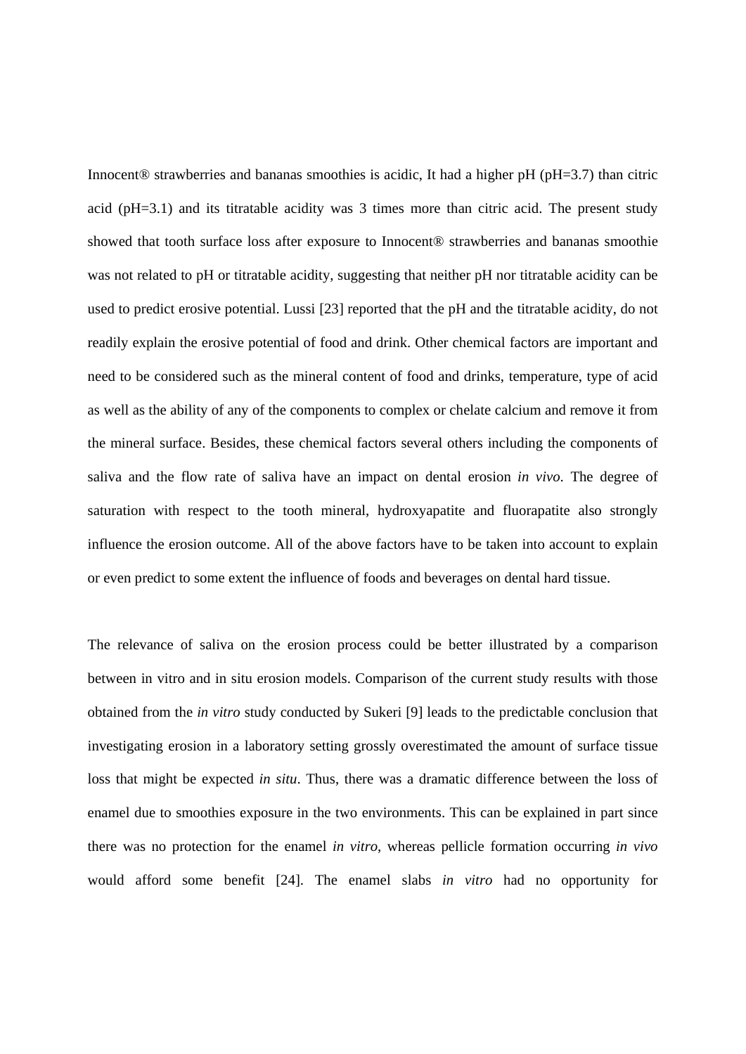Innocent® strawberries and bananas smoothies is acidic, It had a higher pH (pH=3.7) than citric acid (pH=3.1) and its titratable acidity was 3 times more than citric acid. The present study showed that tooth surface loss after exposure to Innocent® strawberries and bananas smoothie was not related to pH or titratable acidity, suggesting that neither pH nor titratable acidity can be used to predict erosive potential. Lussi [23] reported that the pH and the titratable acidity, do not readily explain the erosive potential of food and drink. Other chemical factors are important and need to be considered such as the mineral content of food and drinks, temperature, type of acid as well as the ability of any of the components to complex or chelate calcium and remove it from the mineral surface. Besides, these chemical factors several others including the components of saliva and the flow rate of saliva have an impact on dental erosion *in vivo*. The degree of saturation with respect to the tooth mineral, hydroxyapatite and fluorapatite also strongly influence the erosion outcome. All of the above factors have to be taken into account to explain or even predict to some extent the influence of foods and beverages on dental hard tissue.

The relevance of saliva on the erosion process could be better illustrated by a comparison between in vitro and in situ erosion models. Comparison of the current study results with those obtained from the *in vitro* study conducted by Sukeri [9] leads to the predictable conclusion that investigating erosion in a laboratory setting grossly overestimated the amount of surface tissue loss that might be expected *in situ*. Thus, there was a dramatic difference between the loss of enamel due to smoothies exposure in the two environments. This can be explained in part since there was no protection for the enamel *in vitro*, whereas pellicle formation occurring *in vivo* would afford some benefit [24]. The enamel slabs *in vitro* had no opportunity for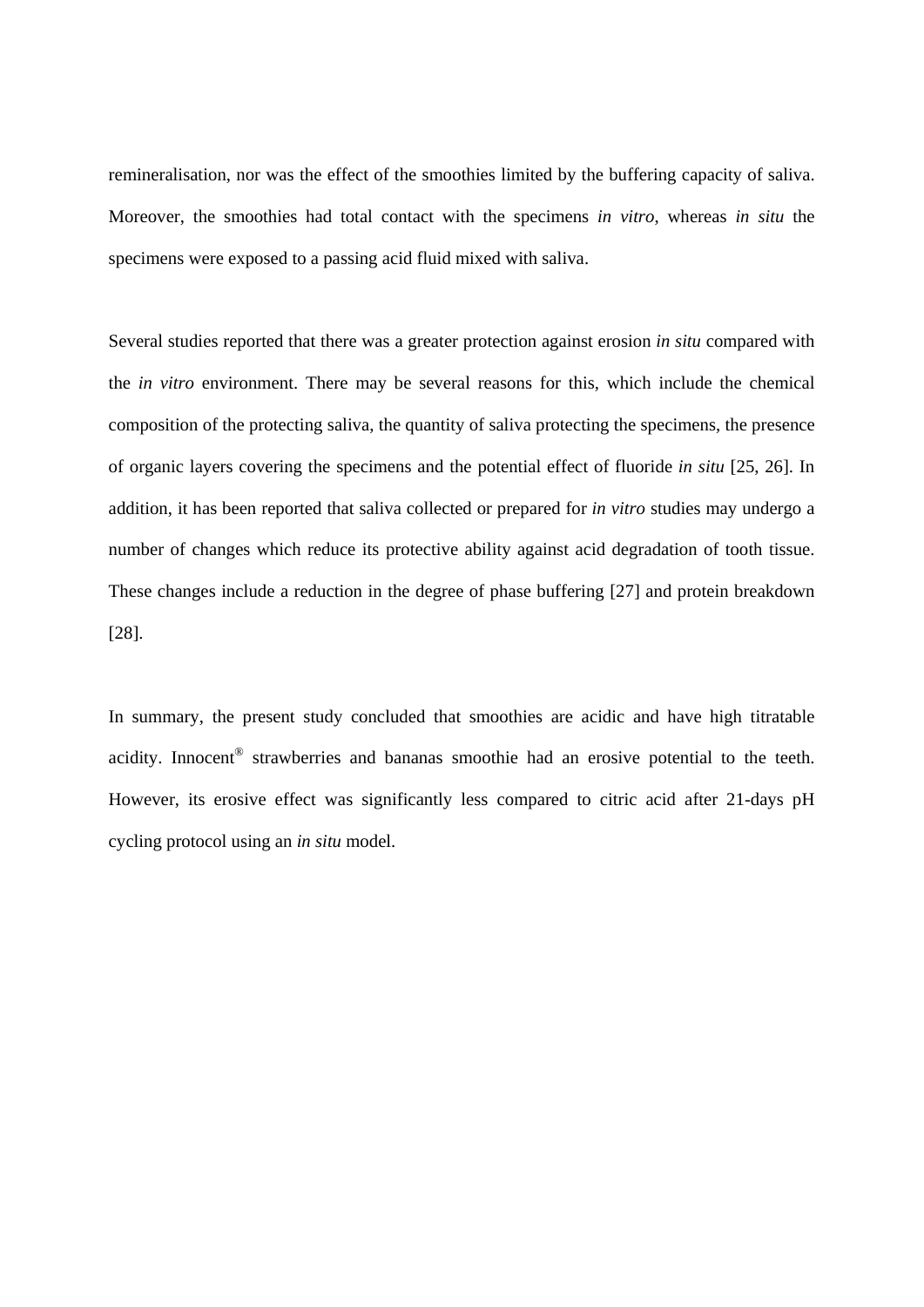remineralisation, nor was the effect of the smoothies limited by the buffering capacity of saliva. Moreover, the smoothies had total contact with the specimens *in vitro*, whereas *in situ* the specimens were exposed to a passing acid fluid mixed with saliva.

Several studies reported that there was a greater protection against erosion *in situ* compared with the *in vitro* environment. There may be several reasons for this, which include the chemical composition of the protecting saliva, the quantity of saliva protecting the specimens, the presence of organic layers covering the specimens and the potential effect of fluoride *in situ* [25, 26]. In addition, it has been reported that saliva collected or prepared for *in vitro* studies may undergo a number of changes which reduce its protective ability against acid degradation of tooth tissue. These changes include a reduction in the degree of phase buffering [27] and protein breakdown [28].

In summary, the present study concluded that smoothies are acidic and have high titratable acidity. Innocent® strawberries and bananas smoothie had an erosive potential to the teeth. However, its erosive effect was significantly less compared to citric acid after 21-days pH cycling protocol using an *in situ* model.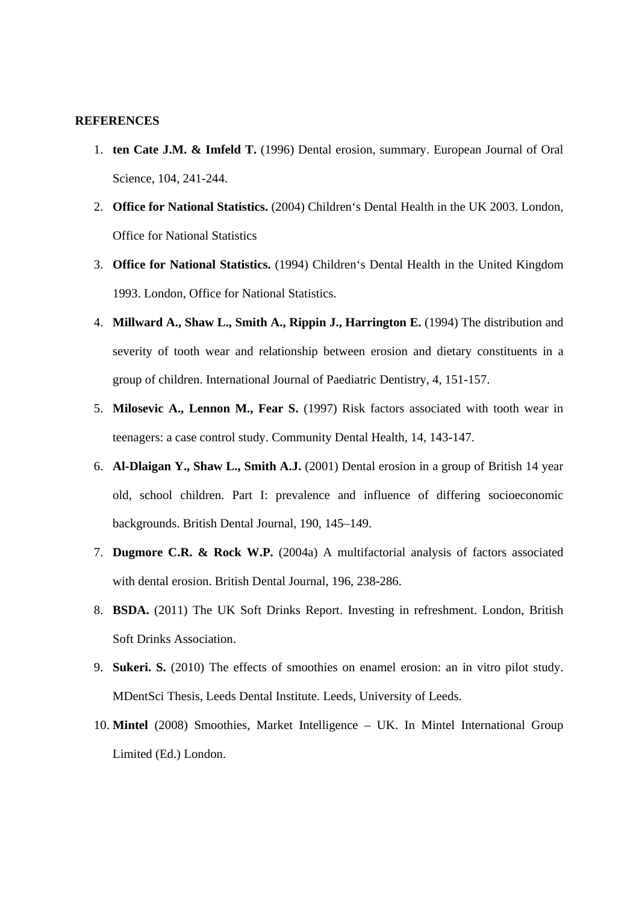**REFERENCES**

1. **ten Cate J.M. & Imfeld T.** (1996) Dental erosion, summary. European Journal of Oral Science, 104, 241-244.
2. **Office for National Statistics.** (2004) Children‘s Dental Health in the UK 2003. London, Office for National Statistics
3. **Office for National Statistics.** (1994) Children‘s Dental Health in the United Kingdom 1993. London, Office for National Statistics.
4. **Millward A., Shaw L., Smith A., Rippin J., Harrington E.** (1994) The distribution and severity of tooth wear and relationship between erosion and dietary constituents in a group of children. International Journal of Paediatric Dentistry, 4, 151-157.
5. **Milosevic A., Lennon M., Fear S.** (1997) Risk factors associated with tooth wear in teenagers: a case control study. Community Dental Health, 14, 143-147.
6. **Al-Dlaigan Y., Shaw L., Smith A.J.** (2001) Dental erosion in a group of British 14 year old, school children. Part I: prevalence and influence of differing socioeconomic backgrounds. British Dental Journal, 190, 145–149.
7. **Dugmore C.R. & Rock W.P.** (2004a) A multifactorial analysis of factors associated with dental erosion. British Dental Journal, 196, 238-286.
8. **BSDA.** (2011) The UK Soft Drinks Report. Investing in refreshment. London, British Soft Drinks Association.
9. **Sukeri. S.** (2010) The effects of smoothies on enamel erosion: an in vitro pilot study. MDentSci Thesis, Leeds Dental Institute. Leeds, University of Leeds.
10. **Mintel** (2008) Smoothies, Market Intelligence – UK. In Mintel International Group Limited (Ed.) London.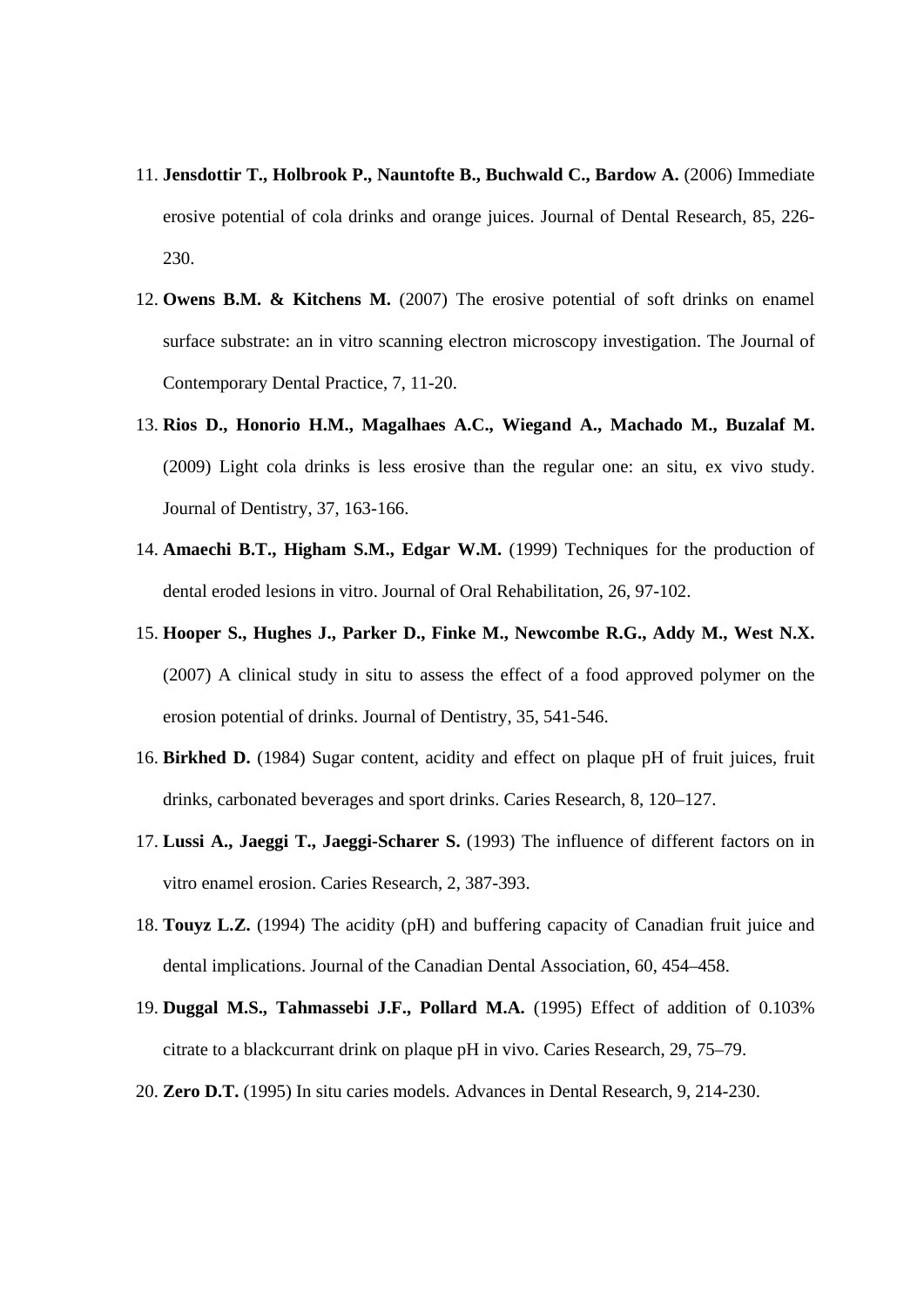11. **Jensdottir T., Holbrook P., Nauntofte B., Buchwald C., Bardow A.** (2006) Immediate erosive potential of cola drinks and orange juices. Journal of Dental Research, 85, 226-230.
12. **Owens B.M. & Kitchens M.** (2007) The erosive potential of soft drinks on enamel surface substrate: an in vitro scanning electron microscopy investigation. The Journal of Contemporary Dental Practice, 7, 11-20.
13. **Rios D., Honorio H.M., Magalhaes A.C., Wiegand A., Machado M., Buzalaf M.** (2009) Light cola drinks is less erosive than the regular one: an situ, ex vivo study. Journal of Dentistry, 37, 163-166.
14. **Amaechi B.T., Higham S.M., Edgar W.M.** (1999) Techniques for the production of dental eroded lesions in vitro. Journal of Oral Rehabilitation, 26, 97-102.
15. **Hooper S., Hughes J., Parker D., Finke M., Newcombe R.G., Addy M., West N.X.** (2007) A clinical study in situ to assess the effect of a food approved polymer on the erosion potential of drinks. Journal of Dentistry, 35, 541-546.
16. **Birkhed D.** (1984) Sugar content, acidity and effect on plaque pH of fruit juices, fruit drinks, carbonated beverages and sport drinks. Caries Research, 8, 120–127.
17. **Lussi A., Jaeggi T., Jaeggi-Scharer S.** (1993) The influence of different factors on in vitro enamel erosion. Caries Research, 2, 387-393.
18. **Touyz L.Z.** (1994) The acidity (pH) and buffering capacity of Canadian fruit juice and dental implications. Journal of the Canadian Dental Association, 60, 454–458.
19. **Duggal M.S., Tahmassebi J.F., Pollard M.A.** (1995) Effect of addition of 0.103% citrate to a blackcurrant drink on plaque pH in vivo. Caries Research, 29, 75–79.
20. **Zero D.T.** (1995) In situ caries models. Advances in Dental Research, 9, 214-230.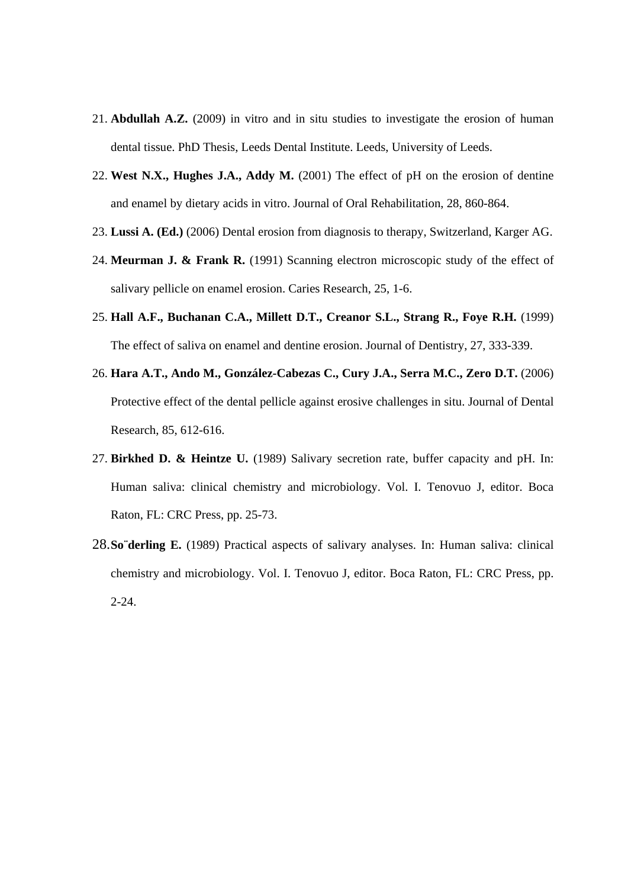21. **Abdullah A.Z.** (2009) in vitro and in situ studies to investigate the erosion of human dental tissue. PhD Thesis, Leeds Dental Institute. Leeds, University of Leeds.
22. **West N.X., Hughes J.A., Addy M.** (2001) The effect of pH on the erosion of dentine and enamel by dietary acids in vitro. Journal of Oral Rehabilitation, 28, 860-864.
23. **Lussi A. (Ed.)** (2006) Dental erosion from diagnosis to therapy, Switzerland, Karger AG.
24. **Meurman J. & Frank R.** (1991) Scanning electron microscopic study of the effect of salivary pellicle on enamel erosion. Caries Research, 25, 1-6.
25. **Hall A.F., Buchanan C.A., Millett D.T., Creanor S.L., Strang R., Foye R.H.** (1999) The effect of saliva on enamel and dentine erosion. Journal of Dentistry, 27, 333-339.
26. **Hara A.T., Ando M., González-Cabezas C., Cury J.A., Serra M.C., Zero D.T.** (2006) Protective effect of the dental pellicle against erosive challenges in situ. Journal of Dental Research, 85, 612-616.
27. **Birkhed D. & Heintze U.** (1989) Salivary secretion rate, buffer capacity and pH. In: Human saliva: clinical chemistry and microbiology. Vol. I. Tenovuo J, editor. Boca Raton, FL: CRC Press, pp. 25-73.
28. **So¨derling E.** (1989) Practical aspects of salivary analyses. In: Human saliva: clinical chemistry and microbiology. Vol. I. Tenovuo J, editor. Boca Raton, FL: CRC Press, pp. 2-24.